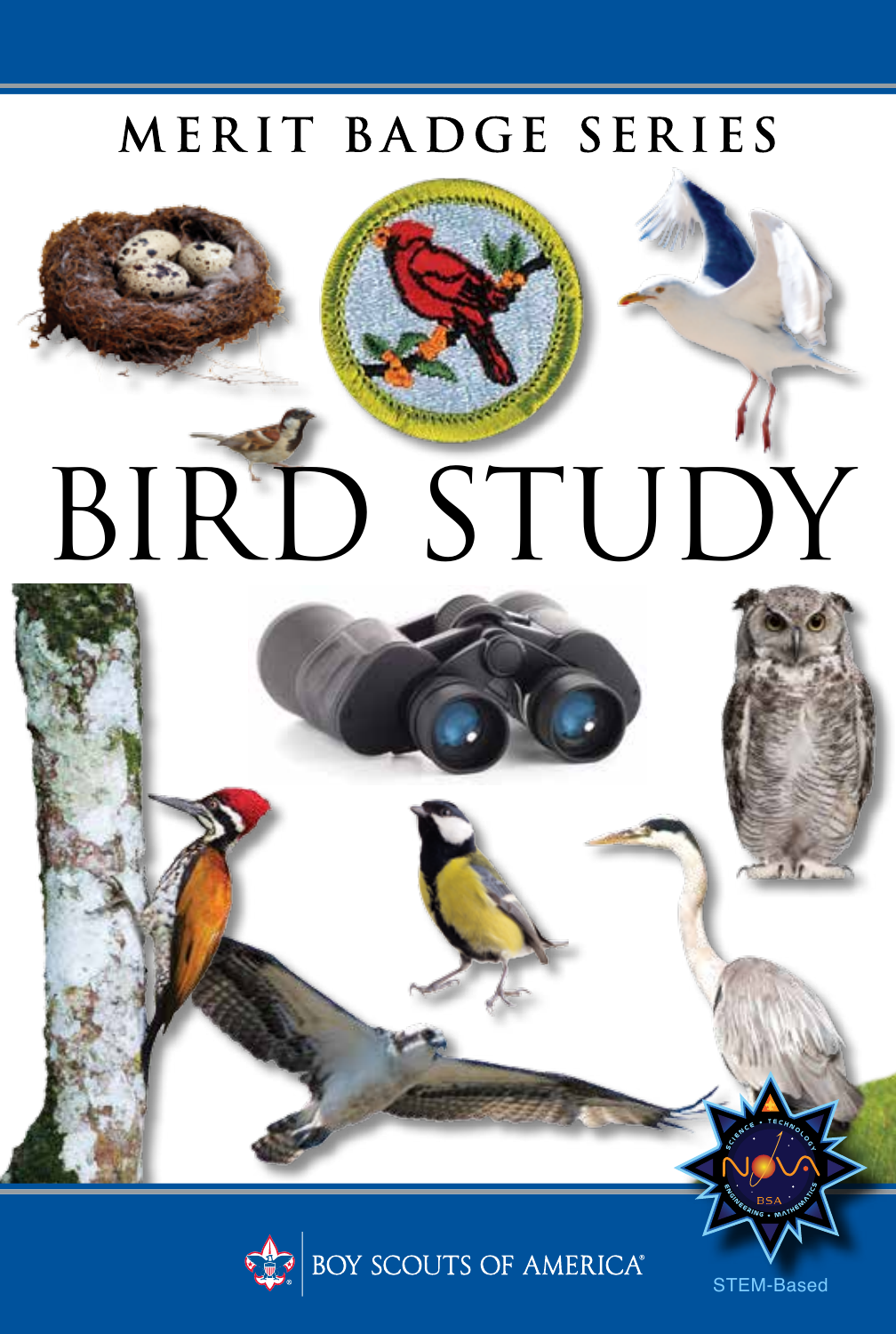MERIT BADGE SERIES

# BIRD STUDY

BOY SCOUTS OF AMERICA®

STEM-Based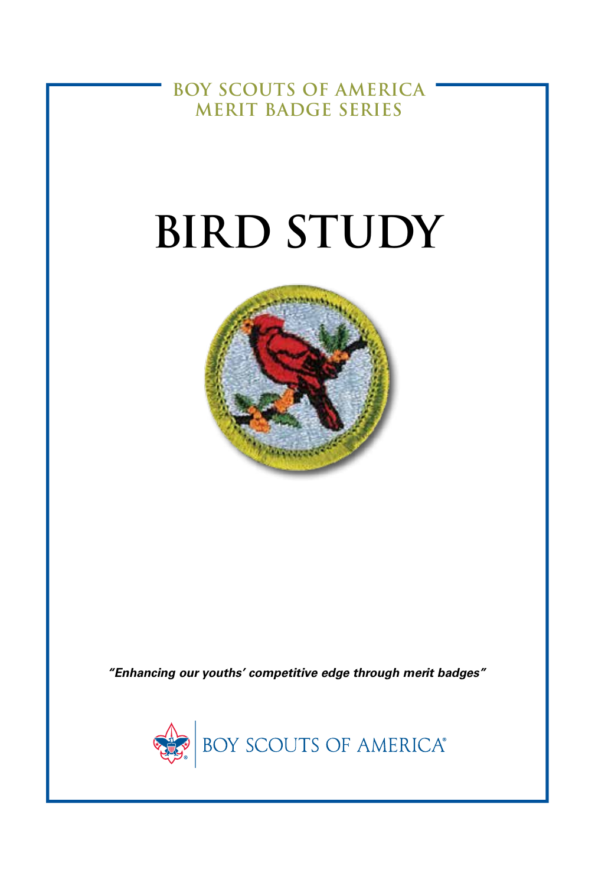BOY SCOUTS OF AMERICA
MERIT BADGE SERIES

# BIRD STUDY

*"Enhancing our youths' competitive edge through merit badges"*

BOY SCOUTS OF AMERICA®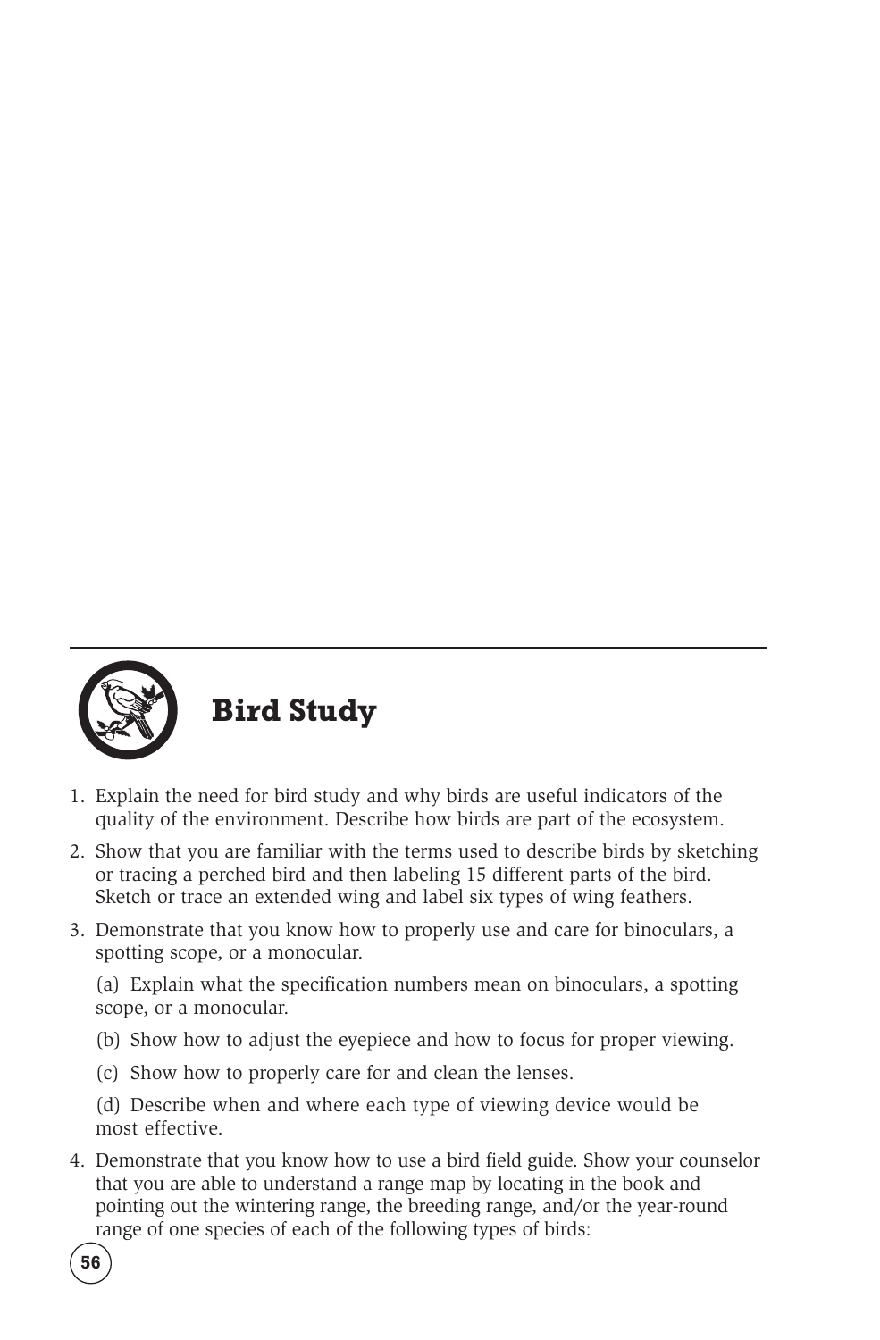## Bird Study

1. Explain the need for bird study and why birds are useful indicators of the quality of the environment. Describe how birds are part of the ecosystem.
2. Show that you are familiar with the terms used to describe birds by sketching or tracing a perched bird and then labeling 15 different parts of the bird. Sketch or trace an extended wing and label six types of wing feathers.
3. Demonstrate that you know how to properly use and care for binoculars, a spotting scope, or a monocular.

   (a) Explain what the specification numbers mean on binoculars, a spotting scope, or a monocular.

   (b) Show how to adjust the eyepiece and how to focus for proper viewing.

   (c) Show how to properly care for and clean the lenses.

   (d) Describe when and where each type of viewing device would be most effective.
4. Demonstrate that you know how to use a bird field guide. Show your counselor that you are able to understand a range map by locating in the book and pointing out the wintering range, the breeding range, and/or the year-round range of one species of each of the following types of birds: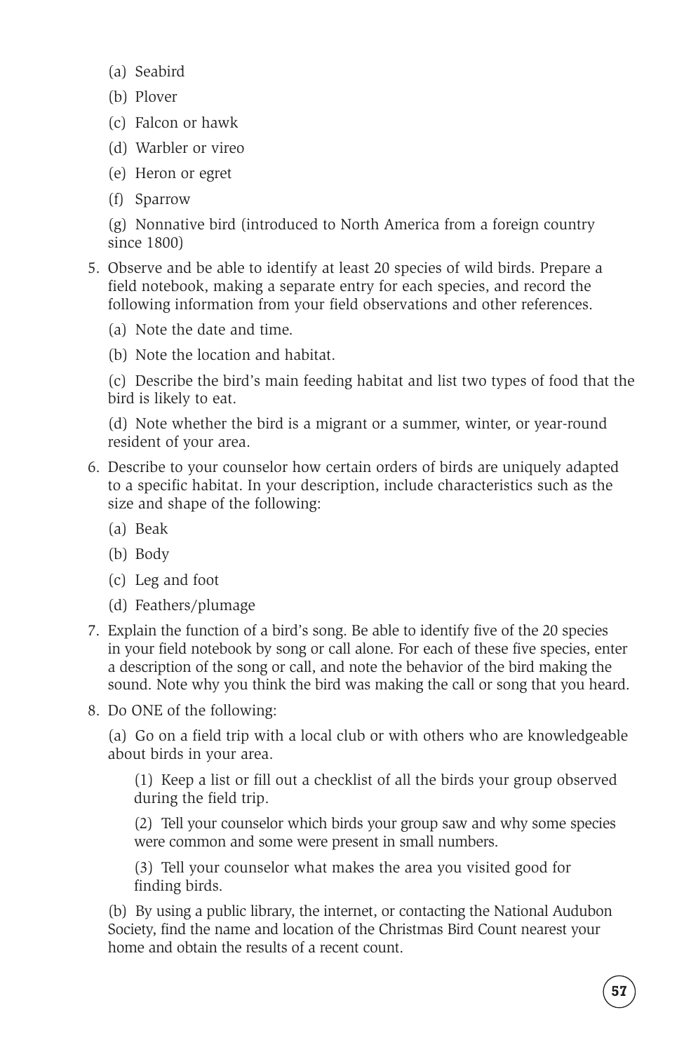(a) Seabird

(b) Plover

(c) Falcon or hawk

(d) Warbler or vireo

(e) Heron or egret

(f) Sparrow

(g) Nonnative bird (introduced to North America from a foreign country since 1800)

5. Observe and be able to identify at least 20 species of wild birds. Prepare a field notebook, making a separate entry for each species, and record the following information from your field observations and other references.

   (a) Note the date and time.

   (b) Note the location and habitat.

   (c) Describe the bird's main feeding habitat and list two types of food that the bird is likely to eat.

   (d) Note whether the bird is a migrant or a summer, winter, or year-round resident of your area.

6. Describe to your counselor how certain orders of birds are uniquely adapted to a specific habitat. In your description, include characteristics such as the size and shape of the following:

   (a) Beak

   (b) Body

   (c) Leg and foot

   (d) Feathers/plumage

7. Explain the function of a bird's song. Be able to identify five of the 20 species in your field notebook by song or call alone. For each of these five species, enter a description of the song or call, and note the behavior of the bird making the sound. Note why you think the bird was making the call or song that you heard.

8. Do ONE of the following:

   (a) Go on a field trip with a local club or with others who are knowledgeable about birds in your area.

      (1) Keep a list or fill out a checklist of all the birds your group observed during the field trip.

      (2) Tell your counselor which birds your group saw and why some species were common and some were present in small numbers.

      (3) Tell your counselor what makes the area you visited good for finding birds.

   (b) By using a public library, the internet, or contacting the National Audubon Society, find the name and location of the Christmas Bird Count nearest your home and obtain the results of a recent count.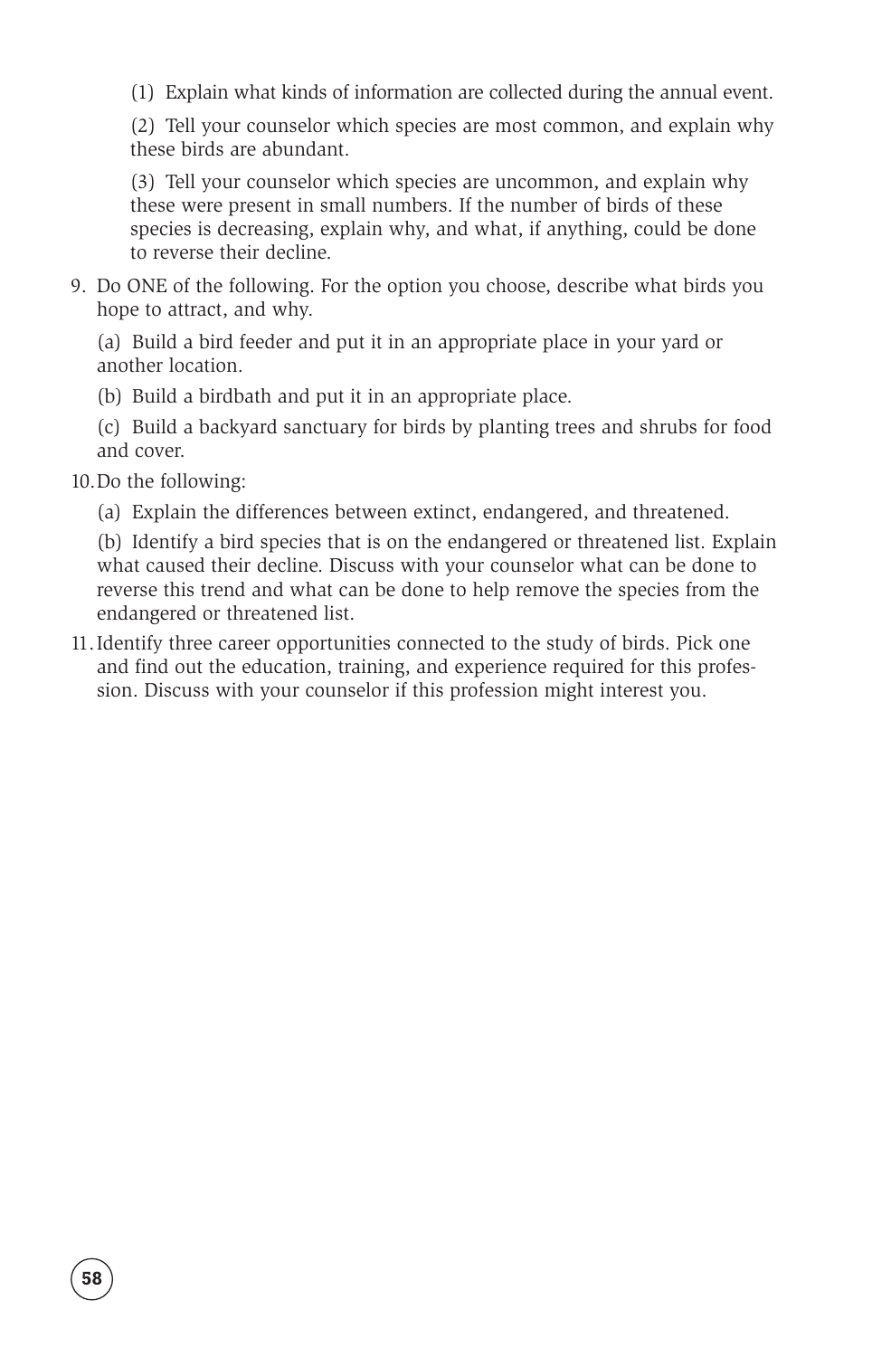(1) Explain what kinds of information are collected during the annual event.

(2) Tell your counselor which species are most common, and explain why these birds are abundant.

(3) Tell your counselor which species are uncommon, and explain why these were present in small numbers. If the number of birds of these species is decreasing, explain why, and what, if anything, could be done to reverse their decline.

9. Do ONE of the following. For the option you choose, describe what birds you hope to attract, and why.

   (a) Build a bird feeder and put it in an appropriate place in your yard or another location.

   (b) Build a birdbath and put it in an appropriate place.

   (c) Build a backyard sanctuary for birds by planting trees and shrubs for food and cover.

10. Do the following:

    (a) Explain the differences between extinct, endangered, and threatened.

    (b) Identify a bird species that is on the endangered or threatened list. Explain what caused their decline. Discuss with your counselor what can be done to reverse this trend and what can be done to help remove the species from the endangered or threatened list.

11. Identify three career opportunities connected to the study of birds. Pick one and find out the education, training, and experience required for this profession. Discuss with your counselor if this profession might interest you.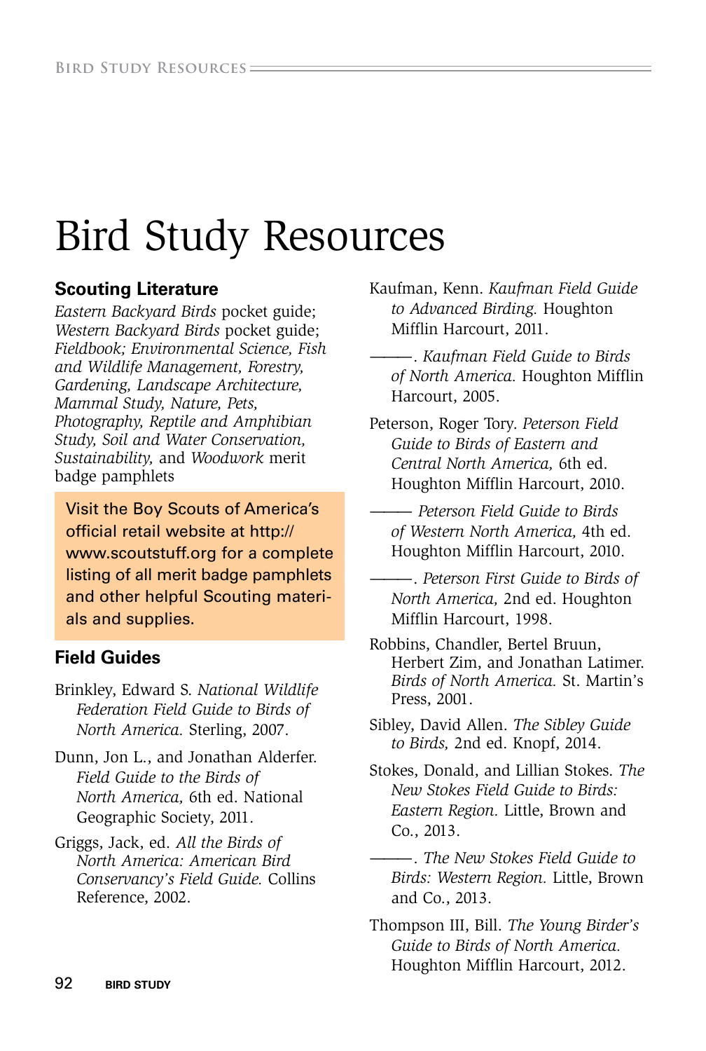# Bird Study Resources

## Scouting Literature

*Eastern Backyard Birds* pocket guide; *Western Backyard Birds* pocket guide; *Fieldbook; Environmental Science, Fish and Wildlife Management, Forestry, Gardening, Landscape Architecture, Mammal Study, Nature, Pets, Photography, Reptile and Amphibian Study, Soil and Water Conservation, Sustainability,* and *Woodwork* merit badge pamphlets

Visit the Boy Scouts of America's official retail website at http://www.scoutstuff.org for a complete listing of all merit badge pamphlets and other helpful Scouting materials and supplies.

## Field Guides

Brinkley, Edward S. *National Wildlife Federation Field Guide to Birds of North America.* Sterling, 2007.

Dunn, Jon L., and Jonathan Alderfer. *Field Guide to the Birds of North America,* 6th ed. National Geographic Society, 2011.

Griggs, Jack, ed. *All the Birds of North America: American Bird Conservancy's Field Guide.* Collins Reference, 2002.

Kaufman, Kenn. *Kaufman Field Guide to Advanced Birding.* Houghton Mifflin Harcourt, 2011.

———. *Kaufman Field Guide to Birds of North America.* Houghton Mifflin Harcourt, 2005.

Peterson, Roger Tory. *Peterson Field Guide to Birds of Eastern and Central North America,* 6th ed. Houghton Mifflin Harcourt, 2010.

——— *Peterson Field Guide to Birds of Western North America,* 4th ed. Houghton Mifflin Harcourt, 2010.

———. *Peterson First Guide to Birds of North America,* 2nd ed. Houghton Mifflin Harcourt, 1998.

Robbins, Chandler, Bertel Bruun, Herbert Zim, and Jonathan Latimer. *Birds of North America.* St. Martin's Press, 2001.

Sibley, David Allen. *The Sibley Guide to Birds,* 2nd ed. Knopf, 2014.

Stokes, Donald, and Lillian Stokes. *The New Stokes Field Guide to Birds: Eastern Region.* Little, Brown and Co., 2013.

———. *The New Stokes Field Guide to Birds: Western Region.* Little, Brown and Co., 2013.

Thompson III, Bill. *The Young Birder's Guide to Birds of North America.* Houghton Mifflin Harcourt, 2012.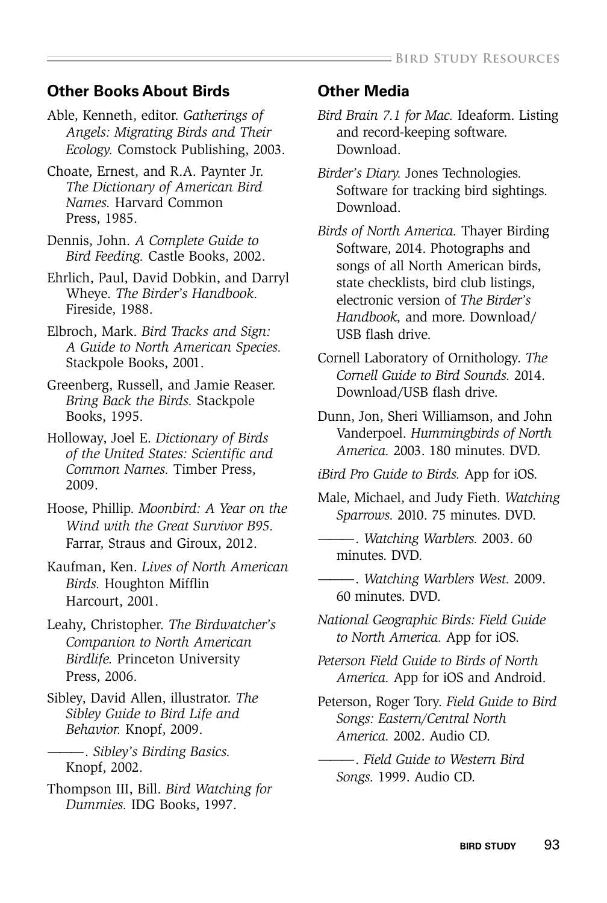## Other Books About Birds

Able, Kenneth, editor. *Gatherings of Angels: Migrating Birds and Their Ecology.* Comstock Publishing, 2003.

Choate, Ernest, and R.A. Paynter Jr. *The Dictionary of American Bird Names.* Harvard Common Press, 1985.

Dennis, John. *A Complete Guide to Bird Feeding.* Castle Books, 2002.

Ehrlich, Paul, David Dobkin, and Darryl Wheye. *The Birder's Handbook.* Fireside, 1988.

Elbroch, Mark. *Bird Tracks and Sign: A Guide to North American Species.* Stackpole Books, 2001.

Greenberg, Russell, and Jamie Reaser. *Bring Back the Birds.* Stackpole Books, 1995.

Holloway, Joel E. *Dictionary of Birds of the United States: Scientific and Common Names.* Timber Press, 2009.

Hoose, Phillip. *Moonbird: A Year on the Wind with the Great Survivor B95.* Farrar, Straus and Giroux, 2012.

Kaufman, Ken. *Lives of North American Birds.* Houghton Mifflin Harcourt, 2001.

Leahy, Christopher. *The Birdwatcher's Companion to North American Birdlife.* Princeton University Press, 2006.

Sibley, David Allen, illustrator. *The Sibley Guide to Bird Life and Behavior.* Knopf, 2009.

———. *Sibley's Birding Basics.* Knopf, 2002.

Thompson III, Bill. *Bird Watching for Dummies.* IDG Books, 1997.

## Other Media

*Bird Brain 7.1 for Mac.* Ideaform. Listing and record-keeping software. Download.

*Birder's Diary.* Jones Technologies. Software for tracking bird sightings. Download.

*Birds of North America.* Thayer Birding Software, 2014. Photographs and songs of all North American birds, state checklists, bird club listings, electronic version of *The Birder's Handbook,* and more. Download/USB flash drive.

Cornell Laboratory of Ornithology. *The Cornell Guide to Bird Sounds.* 2014. Download/USB flash drive.

Dunn, Jon, Sheri Williamson, and John Vanderpoel. *Hummingbirds of North America.* 2003. 180 minutes. DVD.

*iBird Pro Guide to Birds.* App for iOS.

Male, Michael, and Judy Fieth. *Watching Sparrows.* 2010. 75 minutes. DVD.

———. *Watching Warblers.* 2003. 60 minutes. DVD.

———. *Watching Warblers West.* 2009. 60 minutes. DVD.

*National Geographic Birds: Field Guide to North America.* App for iOS.

*Peterson Field Guide to Birds of North America.* App for iOS and Android.

Peterson, Roger Tory. *Field Guide to Bird Songs: Eastern/Central North America.* 2002. Audio CD.

———. *Field Guide to Western Bird Songs.* 1999. Audio CD.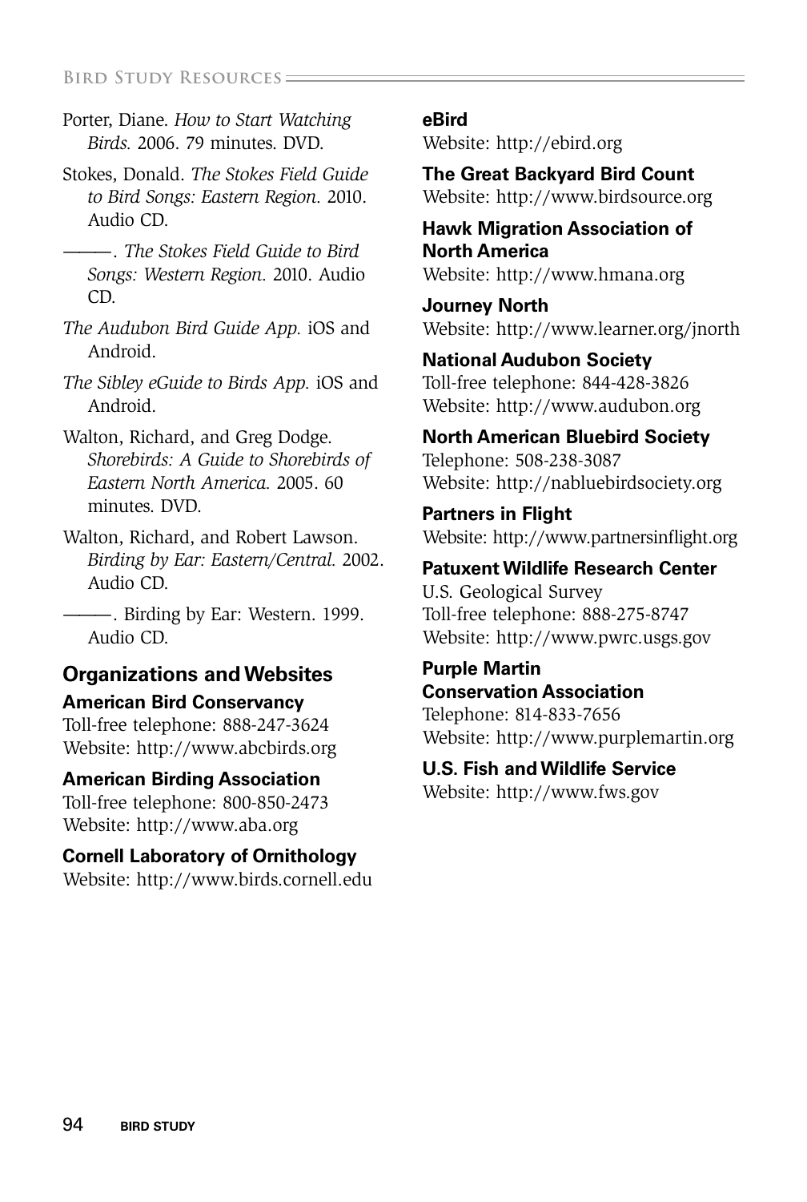Porter, Diane. *How to Start Watching Birds.* 2006. 79 minutes. DVD.

Stokes, Donald. *The Stokes Field Guide to Bird Songs: Eastern Region.* 2010. Audio CD.

———. *The Stokes Field Guide to Bird Songs: Western Region.* 2010. Audio CD.

*The Audubon Bird Guide App.* iOS and Android.

*The Sibley eGuide to Birds App.* iOS and Android.

Walton, Richard, and Greg Dodge. *Shorebirds: A Guide to Shorebirds of Eastern North America.* 2005. 60 minutes. DVD.

Walton, Richard, and Robert Lawson. *Birding by Ear: Eastern/Central.* 2002. Audio CD.

———. Birding by Ear: Western. 1999. Audio CD.

## Organizations and Websites

**American Bird Conservancy**
Toll-free telephone: 888-247-3624
Website: http://www.abcbirds.org

**American Birding Association**
Toll-free telephone: 800-850-2473
Website: http://www.aba.org

**Cornell Laboratory of Ornithology**
Website: http://www.birds.cornell.edu

**eBird**
Website: http://ebird.org

**The Great Backyard Bird Count**
Website: http://www.birdsource.org

**Hawk Migration Association of North America**
Website: http://www.hmana.org

**Journey North**
Website: http://www.learner.org/jnorth

**National Audubon Society**
Toll-free telephone: 844-428-3826
Website: http://www.audubon.org

**North American Bluebird Society**
Telephone: 508-238-3087
Website: http://nabluebirdsociety.org

**Partners in Flight**
Website: http://www.partnersinflight.org

**Patuxent Wildlife Research Center**
U.S. Geological Survey
Toll-free telephone: 888-275-8747
Website: http://www.pwrc.usgs.gov

**Purple Martin Conservation Association**
Telephone: 814-833-7656
Website: http://www.purplemartin.org

**U.S. Fish and Wildlife Service**
Website: http://www.fws.gov